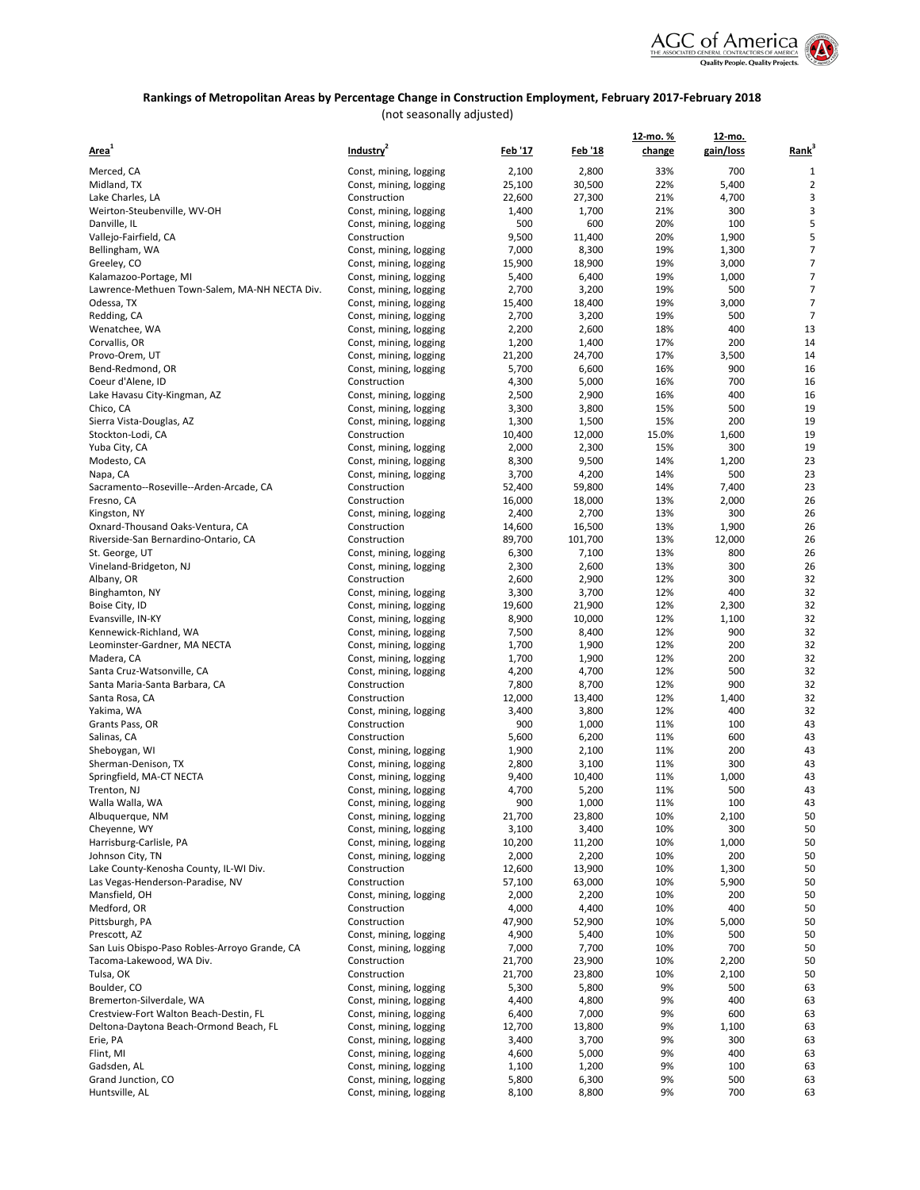## Rankings of Metropolitan Areas by Percentage Change in Construction Employment, February 2017-February 2018

(not seasonally adjusted)

| Area[1] | Industry[2] | Feb '17 | Feb '18 | 12-mo. % change | 12-mo. gain/loss | Rank[3] |
|---|---|---|---|---|---|---|
| Merced, CA | Const, mining, logging | 2,100 | 2,800 | 33% | 700 | 1 |
| Midland, TX | Const, mining, logging | 25,100 | 30,500 | 22% | 5,400 | 2 |
| Lake Charles, LA | Construction | 22,600 | 27,300 | 21% | 4,700 | 3 |
| Weirton-Steubenville, WV-OH | Const, mining, logging | 1,400 | 1,700 | 21% | 300 | 3 |
| Danville, IL | Const, mining, logging | 500 | 600 | 20% | 100 | 5 |
| Vallejo-Fairfield, CA | Construction | 9,500 | 11,400 | 20% | 1,900 | 5 |
| Bellingham, WA | Const, mining, logging | 7,000 | 8,300 | 19% | 1,300 | 7 |
| Greeley, CO | Const, mining, logging | 15,900 | 18,900 | 19% | 3,000 | 7 |
| Kalamazoo-Portage, MI | Const, mining, logging | 5,400 | 6,400 | 19% | 1,000 | 7 |
| Lawrence-Methuen Town-Salem, MA-NH NECTA Div. | Const, mining, logging | 2,700 | 3,200 | 19% | 500 | 7 |
| Odessa, TX | Const, mining, logging | 15,400 | 18,400 | 19% | 3,000 | 7 |
| Redding, CA | Const, mining, logging | 2,700 | 3,200 | 19% | 500 | 7 |
| Wenatchee, WA | Const, mining, logging | 2,200 | 2,600 | 18% | 400 | 13 |
| Corvallis, OR | Const, mining, logging | 1,200 | 1,400 | 17% | 200 | 14 |
| Provo-Orem, UT | Const, mining, logging | 21,200 | 24,700 | 17% | 3,500 | 14 |
| Bend-Redmond, OR | Const, mining, logging | 5,700 | 6,600 | 16% | 900 | 16 |
| Coeur d'Alene, ID | Construction | 4,300 | 5,000 | 16% | 700 | 16 |
| Lake Havasu City-Kingman, AZ | Const, mining, logging | 2,500 | 2,900 | 16% | 400 | 16 |
| Chico, CA | Const, mining, logging | 3,300 | 3,800 | 15% | 500 | 19 |
| Sierra Vista-Douglas, AZ | Const, mining, logging | 1,300 | 1,500 | 15% | 200 | 19 |
| Stockton-Lodi, CA | Construction | 10,400 | 12,000 | 15.0% | 1,600 | 19 |
| Yuba City, CA | Const, mining, logging | 2,000 | 2,300 | 15% | 300 | 19 |
| Modesto, CA | Const, mining, logging | 8,300 | 9,500 | 14% | 1,200 | 23 |
| Napa, CA | Const, mining, logging | 3,700 | 4,200 | 14% | 500 | 23 |
| Sacramento--Roseville--Arden-Arcade, CA | Construction | 52,400 | 59,800 | 14% | 7,400 | 23 |
| Fresno, CA | Construction | 16,000 | 18,000 | 13% | 2,000 | 26 |
| Kingston, NY | Const, mining, logging | 2,400 | 2,700 | 13% | 300 | 26 |
| Oxnard-Thousand Oaks-Ventura, CA | Construction | 14,600 | 16,500 | 13% | 1,900 | 26 |
| Riverside-San Bernardino-Ontario, CA | Construction | 89,700 | 101,700 | 13% | 12,000 | 26 |
| St. George, UT | Const, mining, logging | 6,300 | 7,100 | 13% | 800 | 26 |
| Vineland-Bridgeton, NJ | Const, mining, logging | 2,300 | 2,600 | 13% | 300 | 26 |
| Albany, OR | Construction | 2,600 | 2,900 | 12% | 300 | 32 |
| Binghamton, NY | Const, mining, logging | 3,300 | 3,700 | 12% | 400 | 32 |
| Boise City, ID | Const, mining, logging | 19,600 | 21,900 | 12% | 2,300 | 32 |
| Evansville, IN-KY | Const, mining, logging | 8,900 | 10,000 | 12% | 1,100 | 32 |
| Kennewick-Richland, WA | Const, mining, logging | 7,500 | 8,400 | 12% | 900 | 32 |
| Leominster-Gardner, MA NECTA | Const, mining, logging | 1,700 | 1,900 | 12% | 200 | 32 |
| Madera, CA | Const, mining, logging | 1,700 | 1,900 | 12% | 200 | 32 |
| Santa Cruz-Watsonville, CA | Const, mining, logging | 4,200 | 4,700 | 12% | 500 | 32 |
| Santa Maria-Santa Barbara, CA | Construction | 7,800 | 8,700 | 12% | 900 | 32 |
| Santa Rosa, CA | Construction | 12,000 | 13,400 | 12% | 1,400 | 32 |
| Yakima, WA | Const, mining, logging | 3,400 | 3,800 | 12% | 400 | 32 |
| Grants Pass, OR | Construction | 900 | 1,000 | 11% | 100 | 43 |
| Salinas, CA | Construction | 5,600 | 6,200 | 11% | 600 | 43 |
| Sheboygan, WI | Const, mining, logging | 1,900 | 2,100 | 11% | 200 | 43 |
| Sherman-Denison, TX | Const, mining, logging | 2,800 | 3,100 | 11% | 300 | 43 |
| Springfield, MA-CT NECTA | Const, mining, logging | 9,400 | 10,400 | 11% | 1,000 | 43 |
| Trenton, NJ | Const, mining, logging | 4,700 | 5,200 | 11% | 500 | 43 |
| Walla Walla, WA | Const, mining, logging | 900 | 1,000 | 11% | 100 | 43 |
| Albuquerque, NM | Const, mining, logging | 21,700 | 23,800 | 10% | 2,100 | 50 |
| Cheyenne, WY | Const, mining, logging | 3,100 | 3,400 | 10% | 300 | 50 |
| Harrisburg-Carlisle, PA | Const, mining, logging | 10,200 | 11,200 | 10% | 1,000 | 50 |
| Johnson City, TN | Const, mining, logging | 2,000 | 2,200 | 10% | 200 | 50 |
| Lake County-Kenosha County, IL-WI Div. | Construction | 12,600 | 13,900 | 10% | 1,300 | 50 |
| Las Vegas-Henderson-Paradise, NV | Construction | 57,100 | 63,000 | 10% | 5,900 | 50 |
| Mansfield, OH | Const, mining, logging | 2,000 | 2,200 | 10% | 200 | 50 |
| Medford, OR | Construction | 4,000 | 4,400 | 10% | 400 | 50 |
| Pittsburgh, PA | Construction | 47,900 | 52,900 | 10% | 5,000 | 50 |
| Prescott, AZ | Const, mining, logging | 4,900 | 5,400 | 10% | 500 | 50 |
| San Luis Obispo-Paso Robles-Arroyo Grande, CA | Const, mining, logging | 7,000 | 7,700 | 10% | 700 | 50 |
| Tacoma-Lakewood, WA Div. | Construction | 21,700 | 23,900 | 10% | 2,200 | 50 |
| Tulsa, OK | Construction | 21,700 | 23,800 | 10% | 2,100 | 50 |
| Boulder, CO | Const, mining, logging | 5,300 | 5,800 | 9% | 500 | 63 |
| Bremerton-Silverdale, WA | Const, mining, logging | 4,400 | 4,800 | 9% | 400 | 63 |
| Crestview-Fort Walton Beach-Destin, FL | Const, mining, logging | 6,400 | 7,000 | 9% | 600 | 63 |
| Deltona-Daytona Beach-Ormond Beach, FL | Const, mining, logging | 12,700 | 13,800 | 9% | 1,100 | 63 |
| Erie, PA | Const, mining, logging | 3,400 | 3,700 | 9% | 300 | 63 |
| Flint, MI | Const, mining, logging | 4,600 | 5,000 | 9% | 400 | 63 |
| Gadsden, AL | Const, mining, logging | 1,100 | 1,200 | 9% | 100 | 63 |
| Grand Junction, CO | Const, mining, logging | 5,800 | 6,300 | 9% | 500 | 63 |
| Huntsville, AL | Const, mining, logging | 8,100 | 8,800 | 9% | 700 | 63 |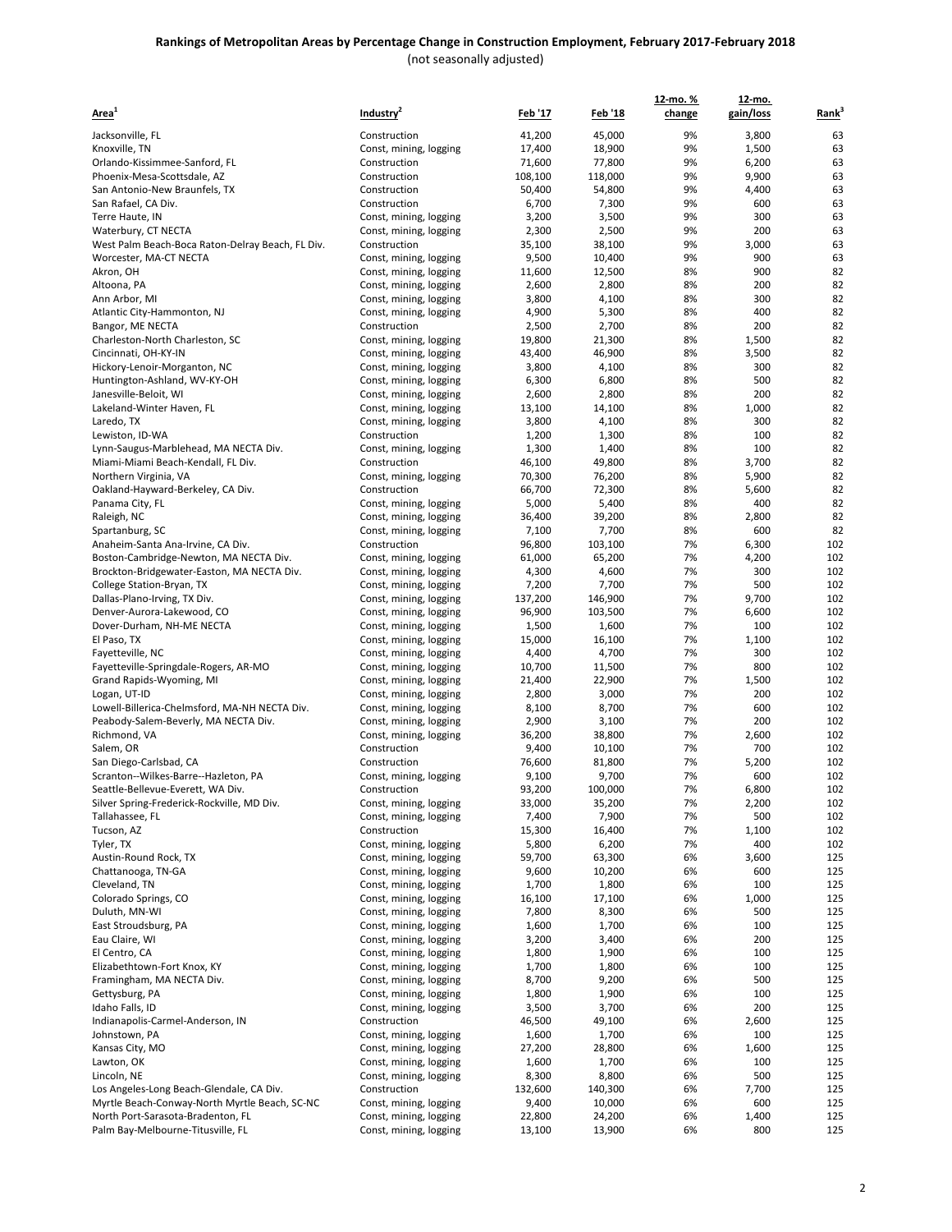# Rankings of Metropolitan Areas by Percentage Change in Construction Employment, February 2017-February 2018

(not seasonally adjusted)

| Area[1] | Industry[2] | Feb '17 | Feb '18 | 12-mo. % change | 12-mo. gain/loss | Rank[3] |
|---|---|---|---|---|---|---|
| Jacksonville, FL | Construction | 41,200 | 45,000 | 9% | 3,800 | 63 |
| Knoxville, TN | Const, mining, logging | 17,400 | 18,900 | 9% | 1,500 | 63 |
| Orlando-Kissimmee-Sanford, FL | Construction | 71,600 | 77,800 | 9% | 6,200 | 63 |
| Phoenix-Mesa-Scottsdale, AZ | Construction | 108,100 | 118,000 | 9% | 9,900 | 63 |
| San Antonio-New Braunfels, TX | Construction | 50,400 | 54,800 | 9% | 4,400 | 63 |
| San Rafael, CA Div. | Construction | 6,700 | 7,300 | 9% | 600 | 63 |
| Terre Haute, IN | Const, mining, logging | 3,200 | 3,500 | 9% | 300 | 63 |
| Waterbury, CT NECTA | Const, mining, logging | 2,300 | 2,500 | 9% | 200 | 63 |
| West Palm Beach-Boca Raton-Delray Beach, FL Div. | Construction | 35,100 | 38,100 | 9% | 3,000 | 63 |
| Worcester, MA-CT NECTA | Const, mining, logging | 9,500 | 10,400 | 9% | 900 | 63 |
| Akron, OH | Const, mining, logging | 11,600 | 12,500 | 8% | 900 | 82 |
| Altoona, PA | Const, mining, logging | 2,600 | 2,800 | 8% | 200 | 82 |
| Ann Arbor, MI | Const, mining, logging | 3,800 | 4,100 | 8% | 300 | 82 |
| Atlantic City-Hammonton, NJ | Const, mining, logging | 4,900 | 5,300 | 8% | 400 | 82 |
| Bangor, ME NECTA | Construction | 2,500 | 2,700 | 8% | 200 | 82 |
| Charleston-North Charleston, SC | Const, mining, logging | 19,800 | 21,300 | 8% | 1,500 | 82 |
| Cincinnati, OH-KY-IN | Const, mining, logging | 43,400 | 46,900 | 8% | 3,500 | 82 |
| Hickory-Lenoir-Morganton, NC | Const, mining, logging | 3,800 | 4,100 | 8% | 300 | 82 |
| Huntington-Ashland, WV-KY-OH | Const, mining, logging | 6,300 | 6,800 | 8% | 500 | 82 |
| Janesville-Beloit, WI | Const, mining, logging | 2,600 | 2,800 | 8% | 200 | 82 |
| Lakeland-Winter Haven, FL | Const, mining, logging | 13,100 | 14,100 | 8% | 1,000 | 82 |
| Laredo, TX | Const, mining, logging | 3,800 | 4,100 | 8% | 300 | 82 |
| Lewiston, ID-WA | Construction | 1,200 | 1,300 | 8% | 100 | 82 |
| Lynn-Saugus-Marblehead, MA NECTA Div. | Const, mining, logging | 1,300 | 1,400 | 8% | 100 | 82 |
| Miami-Miami Beach-Kendall, FL Div. | Construction | 46,100 | 49,800 | 8% | 3,700 | 82 |
| Northern Virginia, VA | Const, mining, logging | 70,300 | 76,200 | 8% | 5,900 | 82 |
| Oakland-Hayward-Berkeley, CA Div. | Construction | 66,700 | 72,300 | 8% | 5,600 | 82 |
| Panama City, FL | Const, mining, logging | 5,000 | 5,400 | 8% | 400 | 82 |
| Raleigh, NC | Const, mining, logging | 36,400 | 39,200 | 8% | 2,800 | 82 |
| Spartanburg, SC | Const, mining, logging | 7,100 | 7,700 | 8% | 600 | 82 |
| Anaheim-Santa Ana-Irvine, CA Div. | Construction | 96,800 | 103,100 | 7% | 6,300 | 102 |
| Boston-Cambridge-Newton, MA NECTA Div. | Const, mining, logging | 61,000 | 65,200 | 7% | 4,200 | 102 |
| Brockton-Bridgewater-Easton, MA NECTA Div. | Const, mining, logging | 4,300 | 4,600 | 7% | 300 | 102 |
| College Station-Bryan, TX | Const, mining, logging | 7,200 | 7,700 | 7% | 500 | 102 |
| Dallas-Plano-Irving, TX Div. | Const, mining, logging | 137,200 | 146,900 | 7% | 9,700 | 102 |
| Denver-Aurora-Lakewood, CO | Const, mining, logging | 96,900 | 103,500 | 7% | 6,600 | 102 |
| Dover-Durham, NH-ME NECTA | Const, mining, logging | 1,500 | 1,600 | 7% | 100 | 102 |
| El Paso, TX | Const, mining, logging | 15,000 | 16,100 | 7% | 1,100 | 102 |
| Fayetteville, NC | Const, mining, logging | 4,400 | 4,700 | 7% | 300 | 102 |
| Fayetteville-Springdale-Rogers, AR-MO | Const, mining, logging | 10,700 | 11,500 | 7% | 800 | 102 |
| Grand Rapids-Wyoming, MI | Const, mining, logging | 21,400 | 22,900 | 7% | 1,500 | 102 |
| Logan, UT-ID | Const, mining, logging | 2,800 | 3,000 | 7% | 200 | 102 |
| Lowell-Billerica-Chelmsford, MA-NH NECTA Div. | Const, mining, logging | 8,100 | 8,700 | 7% | 600 | 102 |
| Peabody-Salem-Beverly, MA NECTA Div. | Const, mining, logging | 2,900 | 3,100 | 7% | 200 | 102 |
| Richmond, VA | Const, mining, logging | 36,200 | 38,800 | 7% | 2,600 | 102 |
| Salem, OR | Construction | 9,400 | 10,100 | 7% | 700 | 102 |
| San Diego-Carlsbad, CA | Construction | 76,600 | 81,800 | 7% | 5,200 | 102 |
| Scranton--Wilkes-Barre--Hazleton, PA | Const, mining, logging | 9,100 | 9,700 | 7% | 600 | 102 |
| Seattle-Bellevue-Everett, WA Div. | Construction | 93,200 | 100,000 | 7% | 6,800 | 102 |
| Silver Spring-Frederick-Rockville, MD Div. | Const, mining, logging | 33,000 | 35,200 | 7% | 2,200 | 102 |
| Tallahassee, FL | Const, mining, logging | 7,400 | 7,900 | 7% | 500 | 102 |
| Tucson, AZ | Construction | 15,300 | 16,400 | 7% | 1,100 | 102 |
| Tyler, TX | Const, mining, logging | 5,800 | 6,200 | 7% | 400 | 102 |
| Austin-Round Rock, TX | Const, mining, logging | 59,700 | 63,300 | 6% | 3,600 | 125 |
| Chattanooga, TN-GA | Const, mining, logging | 9,600 | 10,200 | 6% | 600 | 125 |
| Cleveland, TN | Const, mining, logging | 1,700 | 1,800 | 6% | 100 | 125 |
| Colorado Springs, CO | Const, mining, logging | 16,100 | 17,100 | 6% | 1,000 | 125 |
| Duluth, MN-WI | Const, mining, logging | 7,800 | 8,300 | 6% | 500 | 125 |
| East Stroudsburg, PA | Const, mining, logging | 1,600 | 1,700 | 6% | 100 | 125 |
| Eau Claire, WI | Const, mining, logging | 3,200 | 3,400 | 6% | 200 | 125 |
| El Centro, CA | Const, mining, logging | 1,800 | 1,900 | 6% | 100 | 125 |
| Elizabethtown-Fort Knox, KY | Const, mining, logging | 1,700 | 1,800 | 6% | 100 | 125 |
| Framingham, MA NECTA Div. | Const, mining, logging | 8,700 | 9,200 | 6% | 500 | 125 |
| Gettysburg, PA | Const, mining, logging | 1,800 | 1,900 | 6% | 100 | 125 |
| Idaho Falls, ID | Const, mining, logging | 3,500 | 3,700 | 6% | 200 | 125 |
| Indianapolis-Carmel-Anderson, IN | Construction | 46,500 | 49,100 | 6% | 2,600 | 125 |
| Johnstown, PA | Const, mining, logging | 1,600 | 1,700 | 6% | 100 | 125 |
| Kansas City, MO | Const, mining, logging | 27,200 | 28,800 | 6% | 1,600 | 125 |
| Lawton, OK | Const, mining, logging | 1,600 | 1,700 | 6% | 100 | 125 |
| Lincoln, NE | Const, mining, logging | 8,300 | 8,800 | 6% | 500 | 125 |
| Los Angeles-Long Beach-Glendale, CA Div. | Construction | 132,600 | 140,300 | 6% | 7,700 | 125 |
| Myrtle Beach-Conway-North Myrtle Beach, SC-NC | Const, mining, logging | 9,400 | 10,000 | 6% | 600 | 125 |
| North Port-Sarasota-Bradenton, FL | Const, mining, logging | 22,800 | 24,200 | 6% | 1,400 | 125 |
| Palm Bay-Melbourne-Titusville, FL | Const, mining, logging | 13,100 | 13,900 | 6% | 800 | 125 |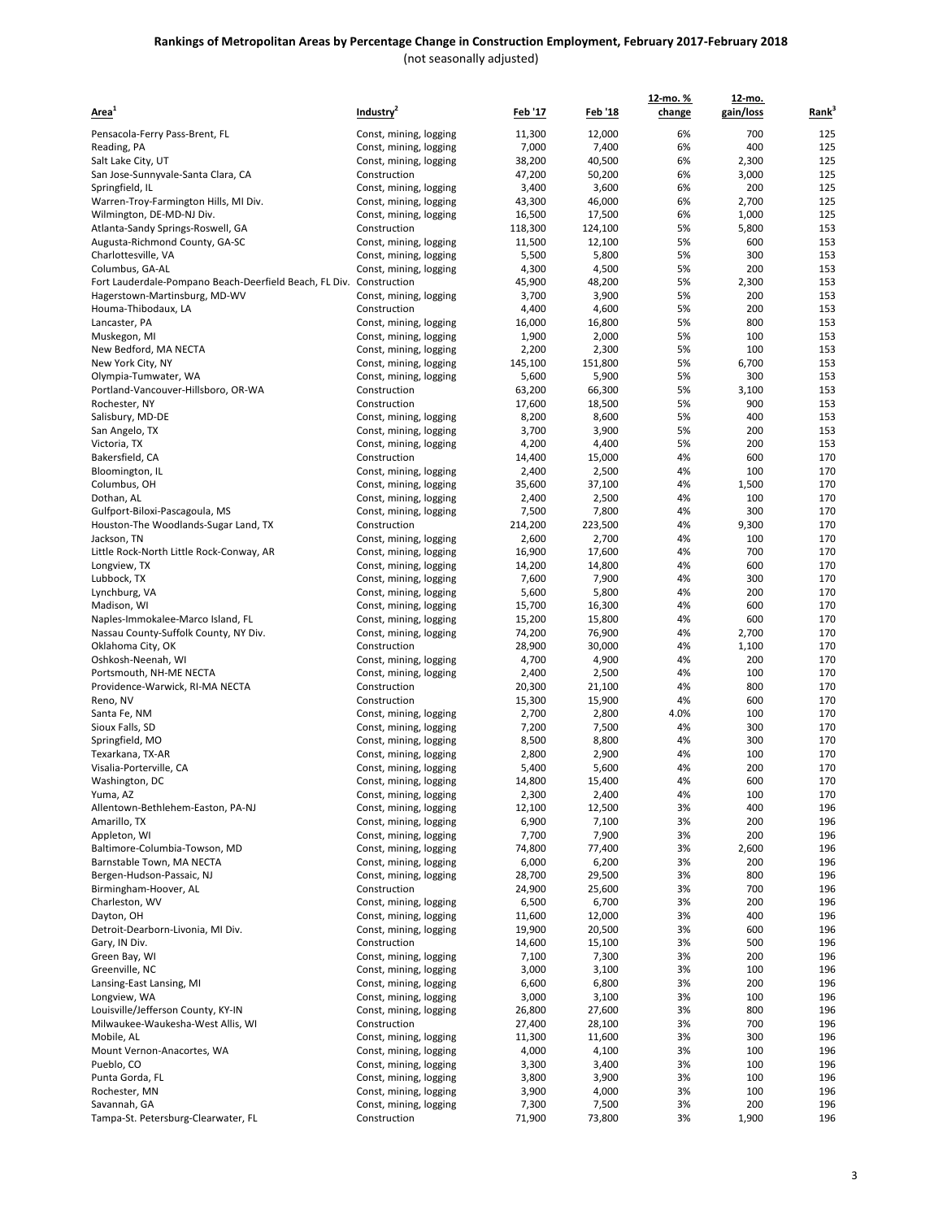# Rankings of Metropolitan Areas by Percentage Change in Construction Employment, February 2017-February 2018

(not seasonally adjusted)

| Area[1] | Industry[2] | Feb '17 | Feb '18 | 12-mo. % change | 12-mo. gain/loss | Rank[3] |
|---|---|---|---|---|---|---|
| Pensacola-Ferry Pass-Brent, FL | Const, mining, logging | 11,300 | 12,000 | 6% | 700 | 125 |
| Reading, PA | Const, mining, logging | 7,000 | 7,400 | 6% | 400 | 125 |
| Salt Lake City, UT | Const, mining, logging | 38,200 | 40,500 | 6% | 2,300 | 125 |
| San Jose-Sunnyvale-Santa Clara, CA | Construction | 47,200 | 50,200 | 6% | 3,000 | 125 |
| Springfield, IL | Const, mining, logging | 3,400 | 3,600 | 6% | 200 | 125 |
| Warren-Troy-Farmington Hills, MI Div. | Const, mining, logging | 43,300 | 46,000 | 6% | 2,700 | 125 |
| Wilmington, DE-MD-NJ Div. | Const, mining, logging | 16,500 | 17,500 | 6% | 1,000 | 125 |
| Atlanta-Sandy Springs-Roswell, GA | Construction | 118,300 | 124,100 | 5% | 5,800 | 153 |
| Augusta-Richmond County, GA-SC | Const, mining, logging | 11,500 | 12,100 | 5% | 600 | 153 |
| Charlottesville, VA | Const, mining, logging | 5,500 | 5,800 | 5% | 300 | 153 |
| Columbus, GA-AL | Const, mining, logging | 4,300 | 4,500 | 5% | 200 | 153 |
| Fort Lauderdale-Pompano Beach-Deerfield Beach, FL Div. | Construction | 45,900 | 48,200 | 5% | 2,300 | 153 |
| Hagerstown-Martinsburg, MD-WV | Const, mining, logging | 3,700 | 3,900 | 5% | 200 | 153 |
| Houma-Thibodaux, LA | Construction | 4,400 | 4,600 | 5% | 200 | 153 |
| Lancaster, PA | Const, mining, logging | 16,000 | 16,800 | 5% | 800 | 153 |
| Muskegon, MI | Const, mining, logging | 1,900 | 2,000 | 5% | 100 | 153 |
| New Bedford, MA NECTA | Const, mining, logging | 2,200 | 2,300 | 5% | 100 | 153 |
| New York City, NY | Const, mining, logging | 145,100 | 151,800 | 5% | 6,700 | 153 |
| Olympia-Tumwater, WA | Const, mining, logging | 5,600 | 5,900 | 5% | 300 | 153 |
| Portland-Vancouver-Hillsboro, OR-WA | Construction | 63,200 | 66,300 | 5% | 3,100 | 153 |
| Rochester, NY | Construction | 17,600 | 18,500 | 5% | 900 | 153 |
| Salisbury, MD-DE | Const, mining, logging | 8,200 | 8,600 | 5% | 400 | 153 |
| San Angelo, TX | Const, mining, logging | 3,700 | 3,900 | 5% | 200 | 153 |
| Victoria, TX | Const, mining, logging | 4,200 | 4,400 | 5% | 200 | 153 |
| Bakersfield, CA | Construction | 14,400 | 15,000 | 4% | 600 | 170 |
| Bloomington, IL | Const, mining, logging | 2,400 | 2,500 | 4% | 100 | 170 |
| Columbus, OH | Const, mining, logging | 35,600 | 37,100 | 4% | 1,500 | 170 |
| Dothan, AL | Const, mining, logging | 2,400 | 2,500 | 4% | 100 | 170 |
| Gulfport-Biloxi-Pascagoula, MS | Const, mining, logging | 7,500 | 7,800 | 4% | 300 | 170 |
| Houston-The Woodlands-Sugar Land, TX | Construction | 214,200 | 223,500 | 4% | 9,300 | 170 |
| Jackson, TN | Const, mining, logging | 2,600 | 2,700 | 4% | 100 | 170 |
| Little Rock-North Little Rock-Conway, AR | Const, mining, logging | 16,900 | 17,600 | 4% | 700 | 170 |
| Longview, TX | Const, mining, logging | 14,200 | 14,800 | 4% | 600 | 170 |
| Lubbock, TX | Const, mining, logging | 7,600 | 7,900 | 4% | 300 | 170 |
| Lynchburg, VA | Const, mining, logging | 5,600 | 5,800 | 4% | 200 | 170 |
| Madison, WI | Const, mining, logging | 15,700 | 16,300 | 4% | 600 | 170 |
| Naples-Immokalee-Marco Island, FL | Const, mining, logging | 15,200 | 15,800 | 4% | 600 | 170 |
| Nassau County-Suffolk County, NY Div. | Const, mining, logging | 74,200 | 76,900 | 4% | 2,700 | 170 |
| Oklahoma City, OK | Construction | 28,900 | 30,000 | 4% | 1,100 | 170 |
| Oshkosh-Neenah, WI | Const, mining, logging | 4,700 | 4,900 | 4% | 200 | 170 |
| Portsmouth, NH-ME NECTA | Const, mining, logging | 2,400 | 2,500 | 4% | 100 | 170 |
| Providence-Warwick, RI-MA NECTA | Construction | 20,300 | 21,100 | 4% | 800 | 170 |
| Reno, NV | Construction | 15,300 | 15,900 | 4% | 600 | 170 |
| Santa Fe, NM | Const, mining, logging | 2,700 | 2,800 | 4.0% | 100 | 170 |
| Sioux Falls, SD | Const, mining, logging | 7,200 | 7,500 | 4% | 300 | 170 |
| Springfield, MO | Const, mining, logging | 8,500 | 8,800 | 4% | 300 | 170 |
| Texarkana, TX-AR | Const, mining, logging | 2,800 | 2,900 | 4% | 100 | 170 |
| Visalia-Porterville, CA | Const, mining, logging | 5,400 | 5,600 | 4% | 200 | 170 |
| Washington, DC | Const, mining, logging | 14,800 | 15,400 | 4% | 600 | 170 |
| Yuma, AZ | Const, mining, logging | 2,300 | 2,400 | 4% | 100 | 170 |
| Allentown-Bethlehem-Easton, PA-NJ | Const, mining, logging | 12,100 | 12,500 | 3% | 400 | 196 |
| Amarillo, TX | Const, mining, logging | 6,900 | 7,100 | 3% | 200 | 196 |
| Appleton, WI | Const, mining, logging | 7,700 | 7,900 | 3% | 200 | 196 |
| Baltimore-Columbia-Towson, MD | Const, mining, logging | 74,800 | 77,400 | 3% | 2,600 | 196 |
| Barnstable Town, MA NECTA | Const, mining, logging | 6,000 | 6,200 | 3% | 200 | 196 |
| Bergen-Hudson-Passaic, NJ | Const, mining, logging | 28,700 | 29,500 | 3% | 800 | 196 |
| Birmingham-Hoover, AL | Construction | 24,900 | 25,600 | 3% | 700 | 196 |
| Charleston, WV | Const, mining, logging | 6,500 | 6,700 | 3% | 200 | 196 |
| Dayton, OH | Const, mining, logging | 11,600 | 12,000 | 3% | 400 | 196 |
| Detroit-Dearborn-Livonia, MI Div. | Const, mining, logging | 19,900 | 20,500 | 3% | 600 | 196 |
| Gary, IN Div. | Construction | 14,600 | 15,100 | 3% | 500 | 196 |
| Green Bay, WI | Const, mining, logging | 7,100 | 7,300 | 3% | 200 | 196 |
| Greenville, NC | Const, mining, logging | 3,000 | 3,100 | 3% | 100 | 196 |
| Lansing-East Lansing, MI | Const, mining, logging | 6,600 | 6,800 | 3% | 200 | 196 |
| Longview, WA | Const, mining, logging | 3,000 | 3,100 | 3% | 100 | 196 |
| Louisville/Jefferson County, KY-IN | Const, mining, logging | 26,800 | 27,600 | 3% | 800 | 196 |
| Milwaukee-Waukesha-West Allis, WI | Construction | 27,400 | 28,100 | 3% | 700 | 196 |
| Mobile, AL | Const, mining, logging | 11,300 | 11,600 | 3% | 300 | 196 |
| Mount Vernon-Anacortes, WA | Const, mining, logging | 4,000 | 4,100 | 3% | 100 | 196 |
| Pueblo, CO | Const, mining, logging | 3,300 | 3,400 | 3% | 100 | 196 |
| Punta Gorda, FL | Const, mining, logging | 3,800 | 3,900 | 3% | 100 | 196 |
| Rochester, MN | Const, mining, logging | 3,900 | 4,000 | 3% | 100 | 196 |
| Savannah, GA | Const, mining, logging | 7,300 | 7,500 | 3% | 200 | 196 |
| Tampa-St. Petersburg-Clearwater, FL | Construction | 71,900 | 73,800 | 3% | 1,900 | 196 |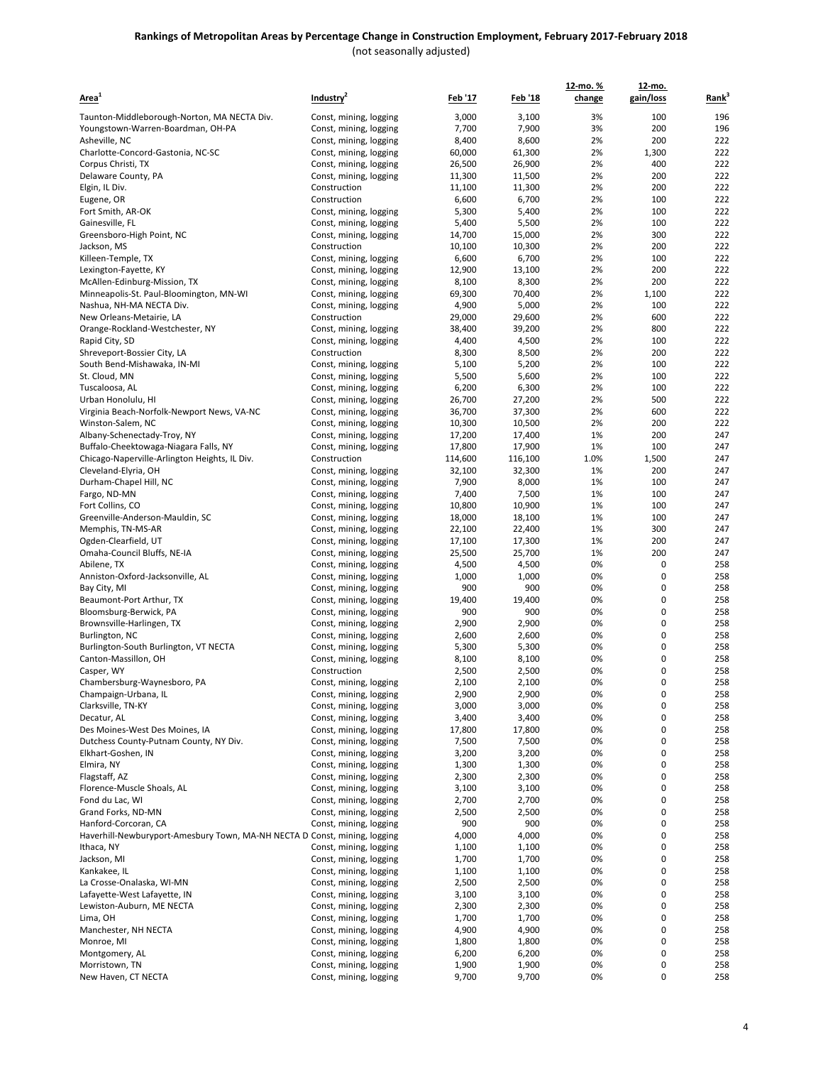# Rankings of Metropolitan Areas by Percentage Change in Construction Employment, February 2017-February 2018

(not seasonally adjusted)

| Area[1] | Industry[2] | Feb '17 | Feb '18 | 12-mo. % change | 12-mo. gain/loss | Rank[3] |
|---|---|---|---|---|---|---|
| Taunton-Middleborough-Norton, MA NECTA Div. | Const, mining, logging | 3,000 | 3,100 | 3% | 100 | 196 |
| Youngstown-Warren-Boardman, OH-PA | Const, mining, logging | 7,700 | 7,900 | 3% | 200 | 196 |
| Asheville, NC | Const, mining, logging | 8,400 | 8,600 | 2% | 200 | 222 |
| Charlotte-Concord-Gastonia, NC-SC | Const, mining, logging | 60,000 | 61,300 | 2% | 1,300 | 222 |
| Corpus Christi, TX | Const, mining, logging | 26,500 | 26,900 | 2% | 400 | 222 |
| Delaware County, PA | Const, mining, logging | 11,300 | 11,500 | 2% | 200 | 222 |
| Elgin, IL Div. | Construction | 11,100 | 11,300 | 2% | 200 | 222 |
| Eugene, OR | Construction | 6,600 | 6,700 | 2% | 100 | 222 |
| Fort Smith, AR-OK | Const, mining, logging | 5,300 | 5,400 | 2% | 100 | 222 |
| Gainesville, FL | Const, mining, logging | 5,400 | 5,500 | 2% | 100 | 222 |
| Greensboro-High Point, NC | Const, mining, logging | 14,700 | 15,000 | 2% | 300 | 222 |
| Jackson, MS | Construction | 10,100 | 10,300 | 2% | 200 | 222 |
| Killeen-Temple, TX | Const, mining, logging | 6,600 | 6,700 | 2% | 100 | 222 |
| Lexington-Fayette, KY | Const, mining, logging | 12,900 | 13,100 | 2% | 200 | 222 |
| McAllen-Edinburg-Mission, TX | Const, mining, logging | 8,100 | 8,300 | 2% | 200 | 222 |
| Minneapolis-St. Paul-Bloomington, MN-WI | Const, mining, logging | 69,300 | 70,400 | 2% | 1,100 | 222 |
| Nashua, NH-MA NECTA Div. | Const, mining, logging | 4,900 | 5,000 | 2% | 100 | 222 |
| New Orleans-Metairie, LA | Construction | 29,000 | 29,600 | 2% | 600 | 222 |
| Orange-Rockland-Westchester, NY | Const, mining, logging | 38,400 | 39,200 | 2% | 800 | 222 |
| Rapid City, SD | Const, mining, logging | 4,400 | 4,500 | 2% | 100 | 222 |
| Shreveport-Bossier City, LA | Construction | 8,300 | 8,500 | 2% | 200 | 222 |
| South Bend-Mishawaka, IN-MI | Const, mining, logging | 5,100 | 5,200 | 2% | 100 | 222 |
| St. Cloud, MN | Const, mining, logging | 5,500 | 5,600 | 2% | 100 | 222 |
| Tuscaloosa, AL | Const, mining, logging | 6,200 | 6,300 | 2% | 100 | 222 |
| Urban Honolulu, HI | Const, mining, logging | 26,700 | 27,200 | 2% | 500 | 222 |
| Virginia Beach-Norfolk-Newport News, VA-NC | Const, mining, logging | 36,700 | 37,300 | 2% | 600 | 222 |
| Winston-Salem, NC | Const, mining, logging | 10,300 | 10,500 | 2% | 200 | 222 |
| Albany-Schenectady-Troy, NY | Const, mining, logging | 17,200 | 17,400 | 1% | 200 | 247 |
| Buffalo-Cheektowaga-Niagara Falls, NY | Const, mining, logging | 17,800 | 17,900 | 1% | 100 | 247 |
| Chicago-Naperville-Arlington Heights, IL Div. | Construction | 114,600 | 116,100 | 1.0% | 1,500 | 247 |
| Cleveland-Elyria, OH | Const, mining, logging | 32,100 | 32,300 | 1% | 200 | 247 |
| Durham-Chapel Hill, NC | Const, mining, logging | 7,900 | 8,000 | 1% | 100 | 247 |
| Fargo, ND-MN | Const, mining, logging | 7,400 | 7,500 | 1% | 100 | 247 |
| Fort Collins, CO | Const, mining, logging | 10,800 | 10,900 | 1% | 100 | 247 |
| Greenville-Anderson-Mauldin, SC | Const, mining, logging | 18,000 | 18,100 | 1% | 100 | 247 |
| Memphis, TN-MS-AR | Const, mining, logging | 22,100 | 22,400 | 1% | 300 | 247 |
| Ogden-Clearfield, UT | Const, mining, logging | 17,100 | 17,300 | 1% | 200 | 247 |
| Omaha-Council Bluffs, NE-IA | Const, mining, logging | 25,500 | 25,700 | 1% | 200 | 247 |
| Abilene, TX | Const, mining, logging | 4,500 | 4,500 | 0% | 0 | 258 |
| Anniston-Oxford-Jacksonville, AL | Const, mining, logging | 1,000 | 1,000 | 0% | 0 | 258 |
| Bay City, MI | Const, mining, logging | 900 | 900 | 0% | 0 | 258 |
| Beaumont-Port Arthur, TX | Const, mining, logging | 19,400 | 19,400 | 0% | 0 | 258 |
| Bloomsburg-Berwick, PA | Const, mining, logging | 900 | 900 | 0% | 0 | 258 |
| Brownsville-Harlingen, TX | Const, mining, logging | 2,900 | 2,900 | 0% | 0 | 258 |
| Burlington, NC | Const, mining, logging | 2,600 | 2,600 | 0% | 0 | 258 |
| Burlington-South Burlington, VT NECTA | Const, mining, logging | 5,300 | 5,300 | 0% | 0 | 258 |
| Canton-Massillon, OH | Const, mining, logging | 8,100 | 8,100 | 0% | 0 | 258 |
| Casper, WY | Construction | 2,500 | 2,500 | 0% | 0 | 258 |
| Chambersburg-Waynesboro, PA | Const, mining, logging | 2,100 | 2,100 | 0% | 0 | 258 |
| Champaign-Urbana, IL | Const, mining, logging | 2,900 | 2,900 | 0% | 0 | 258 |
| Clarksville, TN-KY | Const, mining, logging | 3,000 | 3,000 | 0% | 0 | 258 |
| Decatur, AL | Const, mining, logging | 3,400 | 3,400 | 0% | 0 | 258 |
| Des Moines-West Des Moines, IA | Const, mining, logging | 17,800 | 17,800 | 0% | 0 | 258 |
| Dutchess County-Putnam County, NY Div. | Const, mining, logging | 7,500 | 7,500 | 0% | 0 | 258 |
| Elkhart-Goshen, IN | Const, mining, logging | 3,200 | 3,200 | 0% | 0 | 258 |
| Elmira, NY | Const, mining, logging | 1,300 | 1,300 | 0% | 0 | 258 |
| Flagstaff, AZ | Const, mining, logging | 2,300 | 2,300 | 0% | 0 | 258 |
| Florence-Muscle Shoals, AL | Const, mining, logging | 3,100 | 3,100 | 0% | 0 | 258 |
| Fond du Lac, WI | Const, mining, logging | 2,700 | 2,700 | 0% | 0 | 258 |
| Grand Forks, ND-MN | Const, mining, logging | 2,500 | 2,500 | 0% | 0 | 258 |
| Hanford-Corcoran, CA | Const, mining, logging | 900 | 900 | 0% | 0 | 258 |
| Haverhill-Newburyport-Amesbury Town, MA-NH NECTA D | Const, mining, logging | 4,000 | 4,000 | 0% | 0 | 258 |
| Ithaca, NY | Const, mining, logging | 1,100 | 1,100 | 0% | 0 | 258 |
| Jackson, MI | Const, mining, logging | 1,700 | 1,700 | 0% | 0 | 258 |
| Kankakee, IL | Const, mining, logging | 1,100 | 1,100 | 0% | 0 | 258 |
| La Crosse-Onalaska, WI-MN | Const, mining, logging | 2,500 | 2,500 | 0% | 0 | 258 |
| Lafayette-West Lafayette, IN | Const, mining, logging | 3,100 | 3,100 | 0% | 0 | 258 |
| Lewiston-Auburn, ME NECTA | Const, mining, logging | 2,300 | 2,300 | 0% | 0 | 258 |
| Lima, OH | Const, mining, logging | 1,700 | 1,700 | 0% | 0 | 258 |
| Manchester, NH NECTA | Const, mining, logging | 4,900 | 4,900 | 0% | 0 | 258 |
| Monroe, MI | Const, mining, logging | 1,800 | 1,800 | 0% | 0 | 258 |
| Montgomery, AL | Const, mining, logging | 6,200 | 6,200 | 0% | 0 | 258 |
| Morristown, TN | Const, mining, logging | 1,900 | 1,900 | 0% | 0 | 258 |
| New Haven, CT NECTA | Const, mining, logging | 9,700 | 9,700 | 0% | 0 | 258 |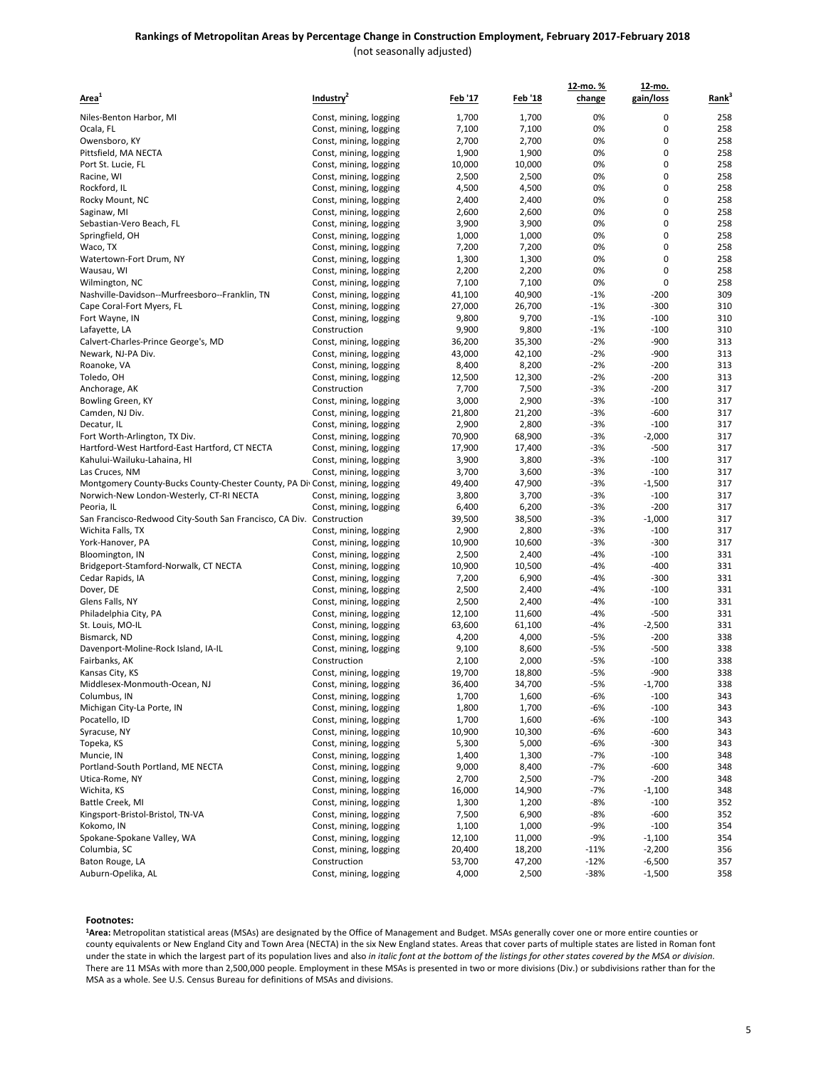# Rankings of Metropolitan Areas by Percentage Change in Construction Employment, February 2017-February 2018

(not seasonally adjusted)

| Area[1] | Industry[2] | Feb '17 | Feb '18 | 12-mo. % change | 12-mo. gain/loss | Rank[3] |
|---|---|---|---|---|---|---|
| Niles-Benton Harbor, MI | Const, mining, logging | 1,700 | 1,700 | 0% | 0 | 258 |
| Ocala, FL | Const, mining, logging | 7,100 | 7,100 | 0% | 0 | 258 |
| Owensboro, KY | Const, mining, logging | 2,700 | 2,700 | 0% | 0 | 258 |
| Pittsfield, MA NECTA | Const, mining, logging | 1,900 | 1,900 | 0% | 0 | 258 |
| Port St. Lucie, FL | Const, mining, logging | 10,000 | 10,000 | 0% | 0 | 258 |
| Racine, WI | Const, mining, logging | 2,500 | 2,500 | 0% | 0 | 258 |
| Rockford, IL | Const, mining, logging | 4,500 | 4,500 | 0% | 0 | 258 |
| Rocky Mount, NC | Const, mining, logging | 2,400 | 2,400 | 0% | 0 | 258 |
| Saginaw, MI | Const, mining, logging | 2,600 | 2,600 | 0% | 0 | 258 |
| Sebastian-Vero Beach, FL | Const, mining, logging | 3,900 | 3,900 | 0% | 0 | 258 |
| Springfield, OH | Const, mining, logging | 1,000 | 1,000 | 0% | 0 | 258 |
| Waco, TX | Const, mining, logging | 7,200 | 7,200 | 0% | 0 | 258 |
| Watertown-Fort Drum, NY | Const, mining, logging | 1,300 | 1,300 | 0% | 0 | 258 |
| Wausau, WI | Const, mining, logging | 2,200 | 2,200 | 0% | 0 | 258 |
| Wilmington, NC | Const, mining, logging | 7,100 | 7,100 | 0% | 0 | 258 |
| Nashville-Davidson--Murfreesboro--Franklin, TN | Const, mining, logging | 41,100 | 40,900 | -1% | -200 | 309 |
| Cape Coral-Fort Myers, FL | Const, mining, logging | 27,000 | 26,700 | -1% | -300 | 310 |
| Fort Wayne, IN | Const, mining, logging | 9,800 | 9,700 | -1% | -100 | 310 |
| Lafayette, LA | Construction | 9,900 | 9,800 | -1% | -100 | 310 |
| Calvert-Charles-Prince George's, MD | Const, mining, logging | 36,200 | 35,300 | -2% | -900 | 313 |
| Newark, NJ-PA Div. | Const, mining, logging | 43,000 | 42,100 | -2% | -900 | 313 |
| Roanoke, VA | Const, mining, logging | 8,400 | 8,200 | -2% | -200 | 313 |
| Toledo, OH | Const, mining, logging | 12,500 | 12,300 | -2% | -200 | 313 |
| Anchorage, AK | Construction | 7,700 | 7,500 | -3% | -200 | 317 |
| Bowling Green, KY | Const, mining, logging | 3,000 | 2,900 | -3% | -100 | 317 |
| Camden, NJ Div. | Const, mining, logging | 21,800 | 21,200 | -3% | -600 | 317 |
| Decatur, IL | Const, mining, logging | 2,900 | 2,800 | -3% | -100 | 317 |
| Fort Worth-Arlington, TX Div. | Const, mining, logging | 70,900 | 68,900 | -3% | -2,000 | 317 |
| Hartford-West Hartford-East Hartford, CT NECTA | Const, mining, logging | 17,900 | 17,400 | -3% | -500 | 317 |
| Kahului-Wailuku-Lahaina, HI | Const, mining, logging | 3,900 | 3,800 | -3% | -100 | 317 |
| Las Cruces, NM | Const, mining, logging | 3,700 | 3,600 | -3% | -100 | 317 |
| Montgomery County-Bucks County-Chester County, PA Div. | Const, mining, logging | 49,400 | 47,900 | -3% | -1,500 | 317 |
| Norwich-New London-Westerly, CT-RI NECTA | Const, mining, logging | 3,800 | 3,700 | -3% | -100 | 317 |
| Peoria, IL | Const, mining, logging | 6,400 | 6,200 | -3% | -200 | 317 |
| San Francisco-Redwood City-South San Francisco, CA Div. | Construction | 39,500 | 38,500 | -3% | -1,000 | 317 |
| Wichita Falls, TX | Const, mining, logging | 2,900 | 2,800 | -3% | -100 | 317 |
| York-Hanover, PA | Const, mining, logging | 10,900 | 10,600 | -3% | -300 | 317 |
| Bloomington, IN | Const, mining, logging | 2,500 | 2,400 | -4% | -100 | 331 |
| Bridgeport-Stamford-Norwalk, CT NECTA | Const, mining, logging | 10,900 | 10,500 | -4% | -400 | 331 |
| Cedar Rapids, IA | Const, mining, logging | 7,200 | 6,900 | -4% | -300 | 331 |
| Dover, DE | Const, mining, logging | 2,500 | 2,400 | -4% | -100 | 331 |
| Glens Falls, NY | Const, mining, logging | 2,500 | 2,400 | -4% | -100 | 331 |
| Philadelphia City, PA | Const, mining, logging | 12,100 | 11,600 | -4% | -500 | 331 |
| St. Louis, MO-IL | Const, mining, logging | 63,600 | 61,100 | -4% | -2,500 | 331 |
| Bismarck, ND | Const, mining, logging | 4,200 | 4,000 | -5% | -200 | 338 |
| Davenport-Moline-Rock Island, IA-IL | Const, mining, logging | 9,100 | 8,600 | -5% | -500 | 338 |
| Fairbanks, AK | Construction | 2,100 | 2,000 | -5% | -100 | 338 |
| Kansas City, KS | Const, mining, logging | 19,700 | 18,800 | -5% | -900 | 338 |
| Middlesex-Monmouth-Ocean, NJ | Const, mining, logging | 36,400 | 34,700 | -5% | -1,700 | 338 |
| Columbus, IN | Const, mining, logging | 1,700 | 1,600 | -6% | -100 | 343 |
| Michigan City-La Porte, IN | Const, mining, logging | 1,800 | 1,700 | -6% | -100 | 343 |
| Pocatello, ID | Const, mining, logging | 1,700 | 1,600 | -6% | -100 | 343 |
| Syracuse, NY | Const, mining, logging | 10,900 | 10,300 | -6% | -600 | 343 |
| Topeka, KS | Const, mining, logging | 5,300 | 5,000 | -6% | -300 | 343 |
| Muncie, IN | Const, mining, logging | 1,400 | 1,300 | -7% | -100 | 348 |
| Portland-South Portland, ME NECTA | Const, mining, logging | 9,000 | 8,400 | -7% | -600 | 348 |
| Utica-Rome, NY | Const, mining, logging | 2,700 | 2,500 | -7% | -200 | 348 |
| Wichita, KS | Const, mining, logging | 16,000 | 14,900 | -7% | -1,100 | 348 |
| Battle Creek, MI | Const, mining, logging | 1,300 | 1,200 | -8% | -100 | 352 |
| Kingsport-Bristol-Bristol, TN-VA | Const, mining, logging | 7,500 | 6,900 | -8% | -600 | 352 |
| Kokomo, IN | Const, mining, logging | 1,100 | 1,000 | -9% | -100 | 354 |
| Spokane-Spokane Valley, WA | Const, mining, logging | 12,100 | 11,000 | -9% | -1,100 | 354 |
| Columbia, SC | Const, mining, logging | 20,400 | 18,200 | -11% | -2,200 | 356 |
| Baton Rouge, LA | Construction | 53,700 | 47,200 | -12% | -6,500 | 357 |
| Auburn-Opelika, AL | Const, mining, logging | 4,000 | 2,500 | -38% | -1,500 | 358 |

**Footnotes:**

[1]**Area:** Metropolitan statistical areas (MSAs) are designated by the Office of Management and Budget. MSAs generally cover one or more entire counties or county equivalents or New England City and Town Area (NECTA) in the six New England states. Areas that cover parts of multiple states are listed in Roman font under the state in which the largest part of its population lives and also *in italic font at the bottom of the listings for other states covered by the MSA or division.* There are 11 MSAs with more than 2,500,000 people. Employment in these MSAs is presented in two or more divisions (Div.) or subdivisions rather than for the MSA as a whole. See U.S. Census Bureau for definitions of MSAs and divisions.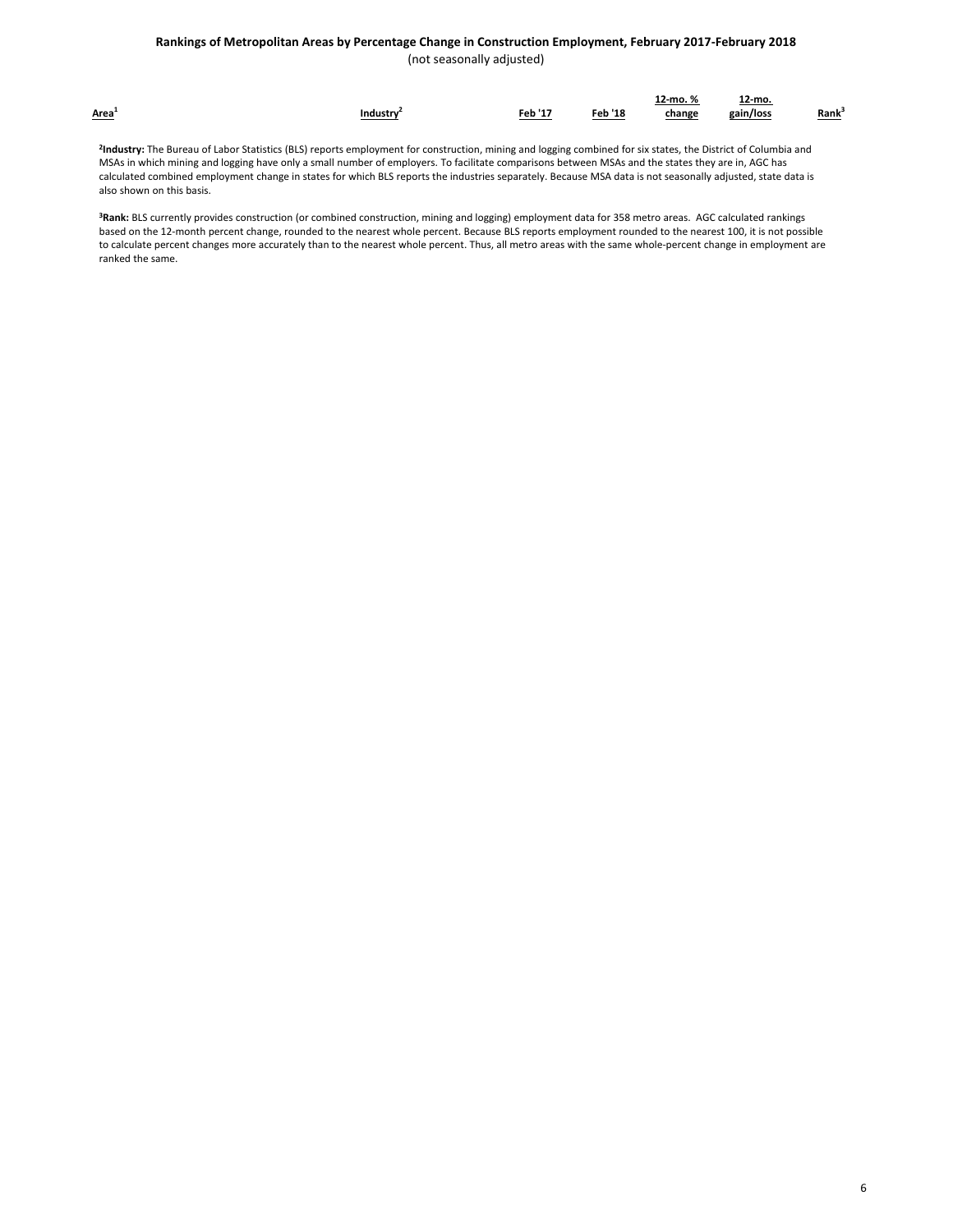**Rankings of Metropolitan Areas by Percentage Change in Construction Employment, February 2017-February 2018**

(not seasonally adjusted)

| Area[1] | Industry[2] | Feb '17 | Feb '18 | 12-mo. % change | 12-mo. gain/loss | Rank[3] |
|---|---|---|---|---|---|---|

[2]**Industry:** The Bureau of Labor Statistics (BLS) reports employment for construction, mining and logging combined for six states, the District of Columbia and MSAs in which mining and logging have only a small number of employers. To facilitate comparisons between MSAs and the states they are in, AGC has calculated combined employment change in states for which BLS reports the industries separately. Because MSA data is not seasonally adjusted, state data is also shown on this basis.

[3]**Rank:** BLS currently provides construction (or combined construction, mining and logging) employment data for 358 metro areas. AGC calculated rankings based on the 12-month percent change, rounded to the nearest whole percent. Because BLS reports employment rounded to the nearest 100, it is not possible to calculate percent changes more accurately than to the nearest whole percent. Thus, all metro areas with the same whole-percent change in employment are ranked the same.